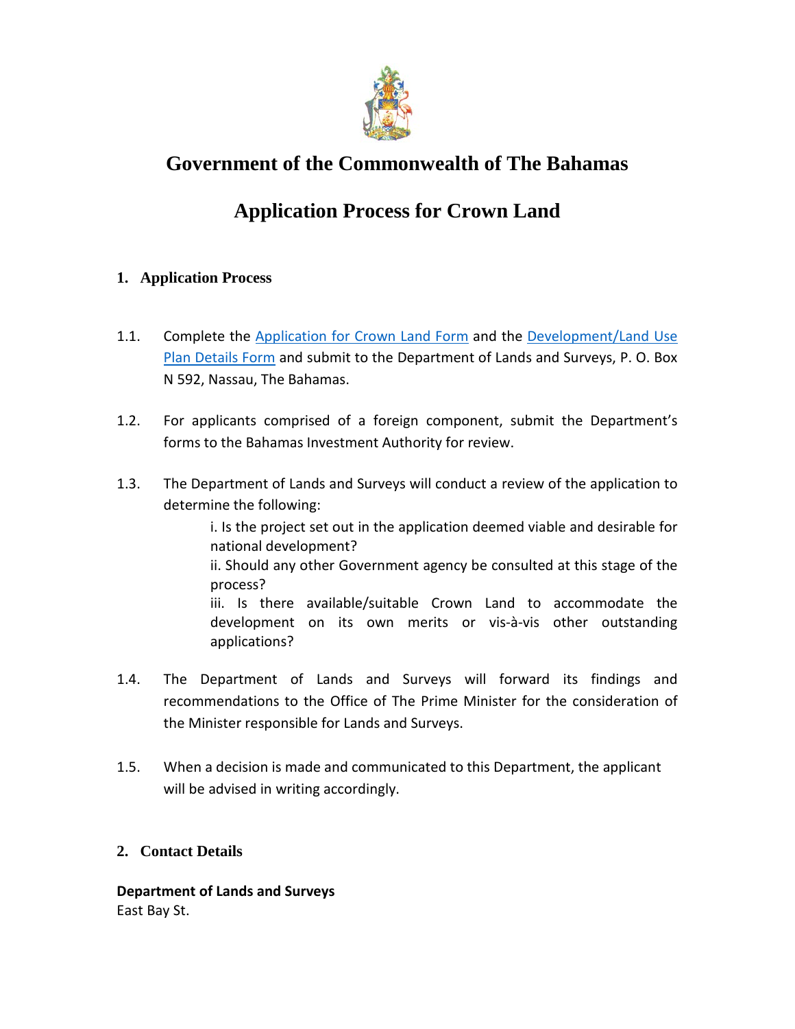# Government of the Commonwealth of The Bahamas

# Application Process for Crown Land

## 1. Application Process

1.1. Complete the Application for Crown Land Form and the Development/Land Use Plan Details Form and submit to the Department of Lands and Surveys, P. O. Box N 592, Nassau, The Bahamas.

1.2. For applicants comprised of a foreign component, submit the Department's forms to the Bahamas Investment Authority for review.

1.3. The Department of Lands and Surveys will conduct a review of the application to determine the following:

i. Is the project set out in the application deemed viable and desirable for national development?
ii. Should any other Government agency be consulted at this stage of the process?
iii. Is there available/suitable Crown Land to accommodate the development on its own merits or vis-à-vis other outstanding applications?

1.4. The Department of Lands and Surveys will forward its findings and recommendations to the Office of The Prime Minister for the consideration of the Minister responsible for Lands and Surveys.

1.5. When a decision is made and communicated to this Department, the applicant will be advised in writing accordingly.

## 2. Contact Details

**Department of Lands and Surveys**
East Bay St.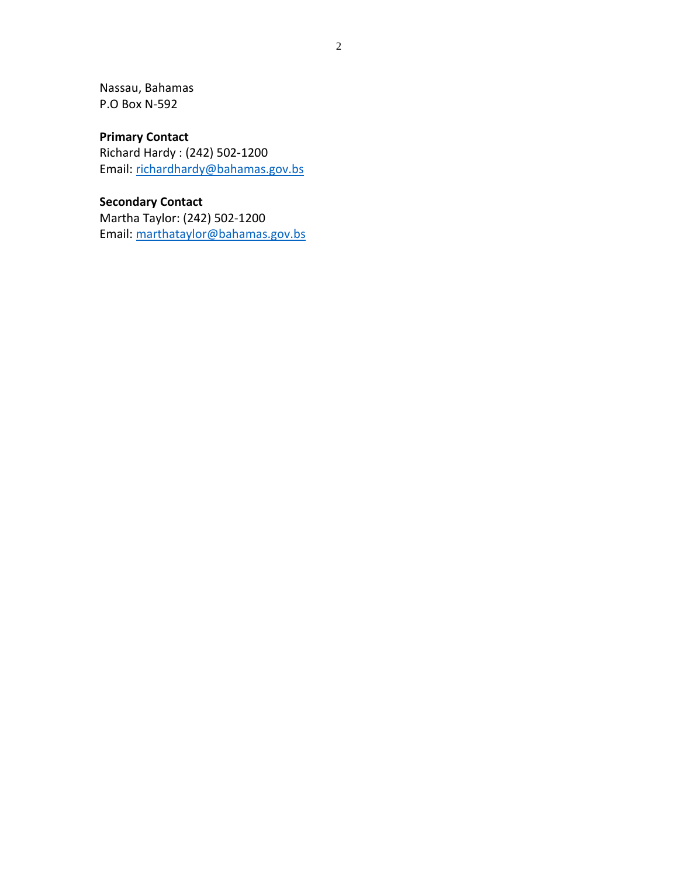Nassau, Bahamas
P.O Box N-592

**Primary Contact**
Richard Hardy : (242) 502-1200
Email: richardhardy@bahamas.gov.bs

**Secondary Contact**
Martha Taylor: (242) 502-1200
Email: marthataylor@bahamas.gov.bs